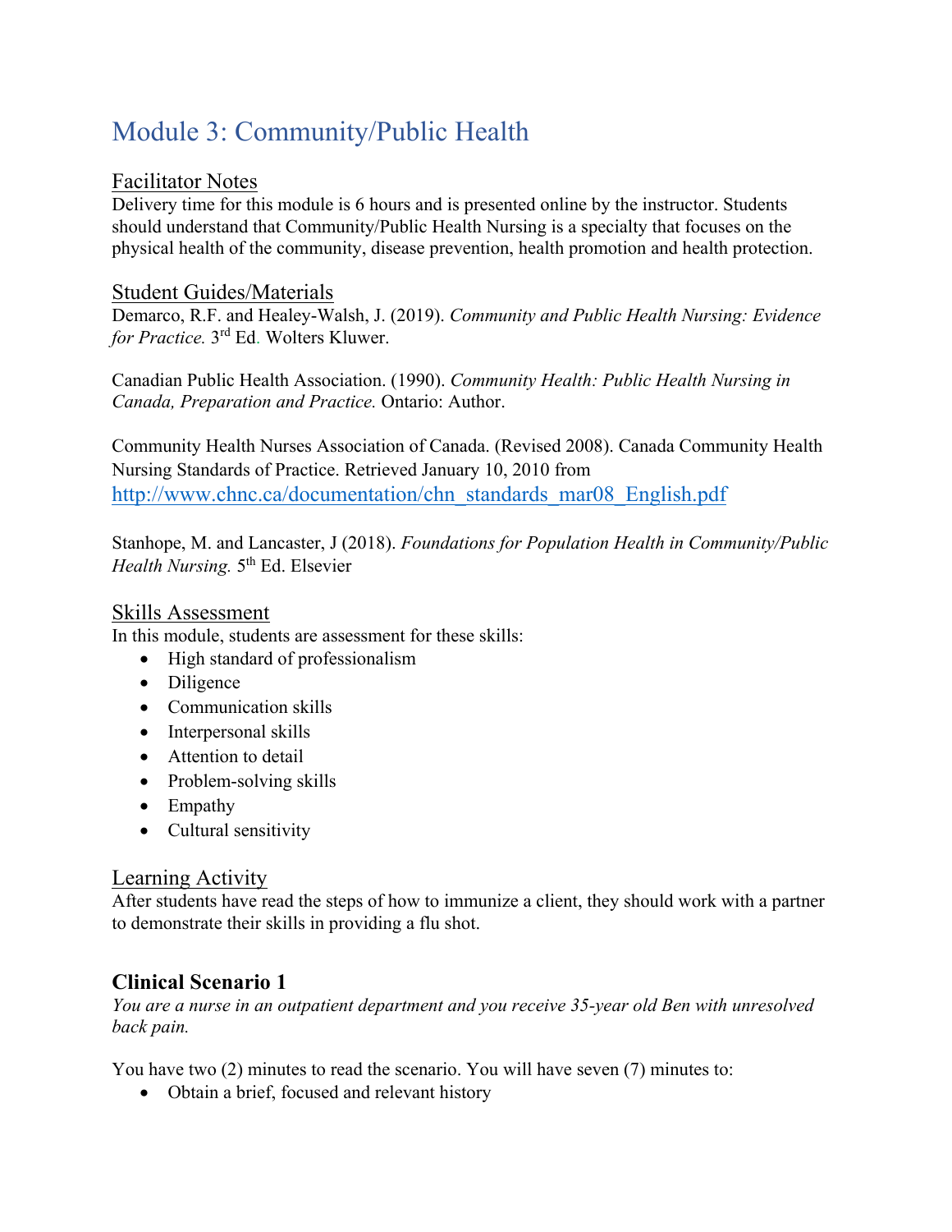# Module 3: Community/Public Health

## Facilitator Notes

Delivery time for this module is 6 hours and is presented online by the instructor. Students should understand that Community/Public Health Nursing is a specialty that focuses on the physical health of the community, disease prevention, health promotion and health protection.

## Student Guides/Materials

Demarco, R.F. and Healey-Walsh, J. (2019). *Community and Public Health Nursing: Evidence for Practice.* 3rd Ed. Wolters Kluwer.

Canadian Public Health Association. (1990). *Community Health: Public Health Nursing in Canada, Preparation and Practice.* Ontario: Author.

Community Health Nurses Association of Canada. (Revised 2008). Canada Community Health Nursing Standards of Practice. Retrieved January 10, 2010 from http://www.chnc.ca/documentation/chn_standards_mar08_English.pdf

Stanhope, M. and Lancaster, J (2018). *Foundations for Population Health in Community/Public Health Nursing.* 5th Ed. Elsevier

## Skills Assessment

In this module, students are assessment for these skills:

- High standard of professionalism
- Diligence
- Communication skills
- Interpersonal skills
- Attention to detail
- Problem-solving skills
- Empathy
- Cultural sensitivity

## Learning Activity

After students have read the steps of how to immunize a client, they should work with a partner to demonstrate their skills in providing a flu shot.

### Clinical Scenario 1

*You are a nurse in an outpatient department and you receive 35-year old Ben with unresolved back pain.*

You have two (2) minutes to read the scenario. You will have seven (7) minutes to:

- Obtain a brief, focused and relevant history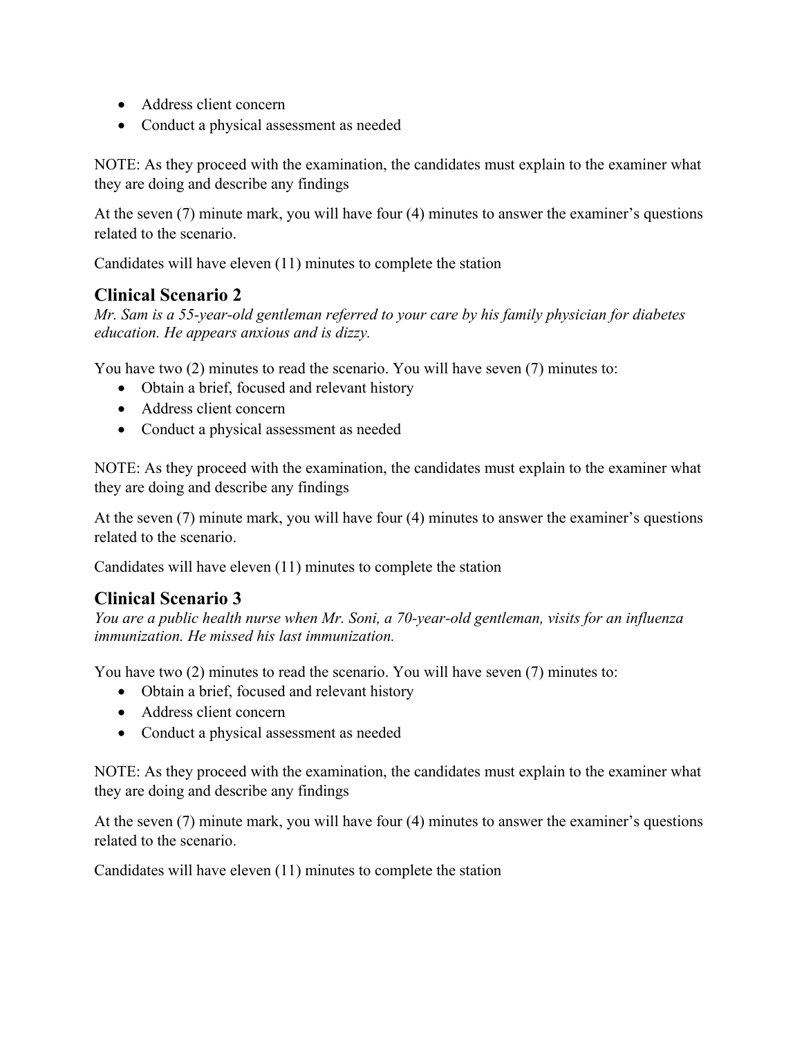- Address client concern
- Conduct a physical assessment as needed

NOTE: As they proceed with the examination, the candidates must explain to the examiner what they are doing and describe any findings

At the seven (7) minute mark, you will have four (4) minutes to answer the examiner's questions related to the scenario.

Candidates will have eleven (11) minutes to complete the station

## Clinical Scenario 2

*Mr. Sam is a 55-year-old gentleman referred to your care by his family physician for diabetes education. He appears anxious and is dizzy.*

You have two (2) minutes to read the scenario. You will have seven (7) minutes to:

- Obtain a brief, focused and relevant history
- Address client concern
- Conduct a physical assessment as needed

NOTE: As they proceed with the examination, the candidates must explain to the examiner what they are doing and describe any findings

At the seven (7) minute mark, you will have four (4) minutes to answer the examiner's questions related to the scenario.

Candidates will have eleven (11) minutes to complete the station

## Clinical Scenario 3

*You are a public health nurse when Mr. Soni, a 70-year-old gentleman, visits for an influenza immunization. He missed his last immunization.*

You have two (2) minutes to read the scenario. You will have seven (7) minutes to:

- Obtain a brief, focused and relevant history
- Address client concern
- Conduct a physical assessment as needed

NOTE: As they proceed with the examination, the candidates must explain to the examiner what they are doing and describe any findings

At the seven (7) minute mark, you will have four (4) minutes to answer the examiner's questions related to the scenario.

Candidates will have eleven (11) minutes to complete the station